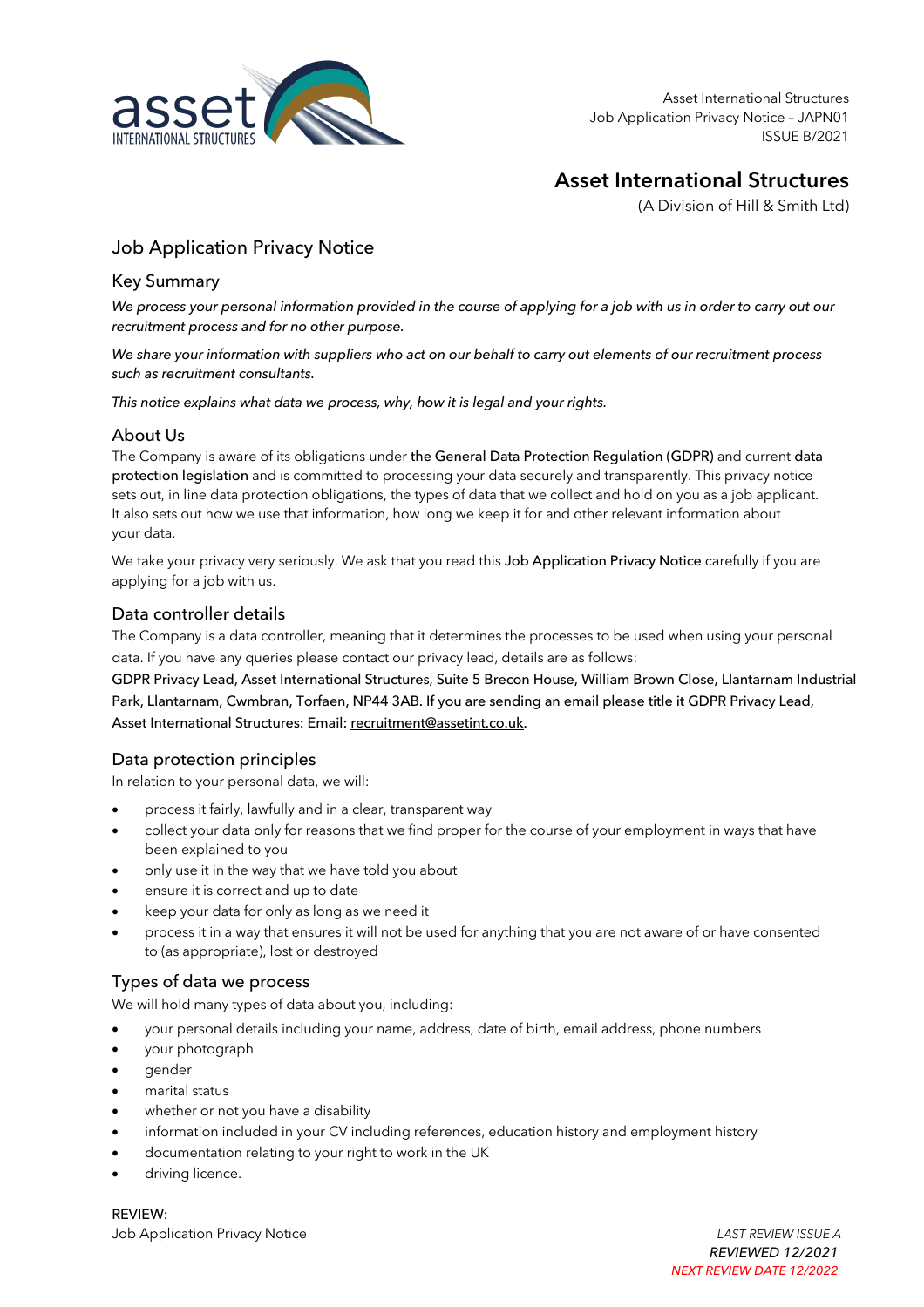# Asset International Structures

(A Division of Hill & Smith Ltd)

## Job Application Privacy Notice

### Key Summary

*We process your personal information provided in the course of applying for a job with us in order to carry out our recruitment process and for no other purpose.*

*We share your information with suppliers who act on our behalf to carry out elements of our recruitment process such as recruitment consultants.*

*This notice explains what data we process, why, how it is legal and your rights.*

### About Us

The Company is aware of its obligations under the General Data Protection Regulation (GDPR) and current data protection legislation and is committed to processing your data securely and transparently. This privacy notice sets out, in line data protection obligations, the types of data that we collect and hold on you as a job applicant. It also sets out how we use that information, how long we keep it for and other relevant information about your data.

We take your privacy very seriously. We ask that you read this Job Application Privacy Notice carefully if you are applying for a job with us.

### Data controller details

The Company is a data controller, meaning that it determines the processes to be used when using your personal data. If you have any queries please contact our privacy lead, details are as follows:

GDPR Privacy Lead, Asset International Structures, Suite 5 Brecon House, William Brown Close, Llantarnam Industrial Park, Llantarnam, Cwmbran, Torfaen, NP44 3AB. If you are sending an email please title it GDPR Privacy Lead, Asset International Structures: Email: recruitment@assetint.co.uk.

### Data protection principles

In relation to your personal data, we will:

- process it fairly, lawfully and in a clear, transparent way
- collect your data only for reasons that we find proper for the course of your employment in ways that have been explained to you
- only use it in the way that we have told you about
- ensure it is correct and up to date
- keep your data for only as long as we need it
- process it in a way that ensures it will not be used for anything that you are not aware of or have consented to (as appropriate), lost or destroyed

### Types of data we process

We will hold many types of data about you, including:

- your personal details including your name, address, date of birth, email address, phone numbers
- your photograph
- gender
- marital status
- whether or not you have a disability
- information included in your CV including references, education history and employment history
- documentation relating to your right to work in the UK
- driving licence.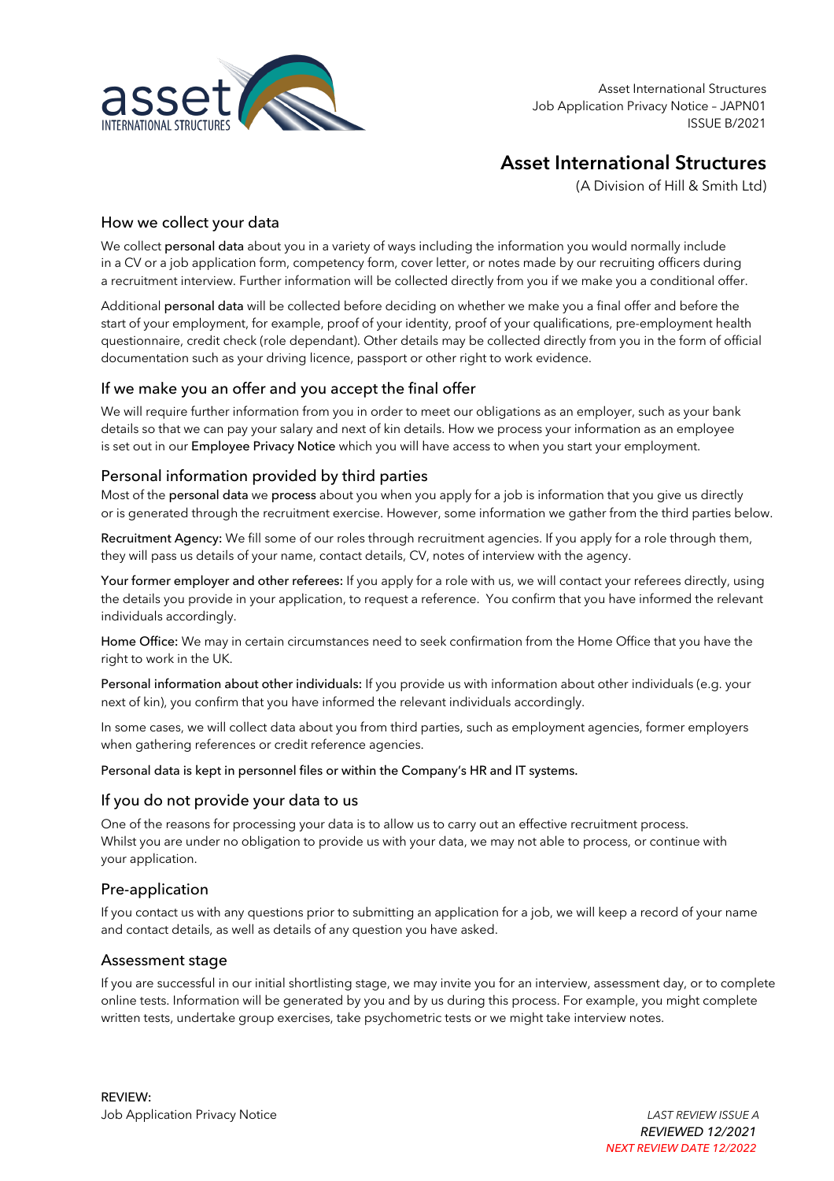# Asset International Structures

(A Division of Hill & Smith Ltd)

## How we collect your data

We collect **personal data** about you in a variety of ways including the information you would normally include in a CV or a job application form, competency form, cover letter, or notes made by our recruiting officers during a recruitment interview. Further information will be collected directly from you if we make you a conditional offer.

Additional **personal data** will be collected before deciding on whether we make you a final offer and before the start of your employment, for example, proof of your identity, proof of your qualifications, pre-employment health questionnaire, credit check (role dependant). Other details may be collected directly from you in the form of official documentation such as your driving licence, passport or other right to work evidence.

## If we make you an offer and you accept the final offer

We will require further information from you in order to meet our obligations as an employer, such as your bank details so that we can pay your salary and next of kin details. How we process your information as an employee is set out in our **Employee Privacy Notice** which you will have access to when you start your employment.

## Personal information provided by third parties

Most of the **personal data** we **process** about you when you apply for a job is information that you give us directly or is generated through the recruitment exercise. However, some information we gather from the third parties below.

**Recruitment Agency:** We fill some of our roles through recruitment agencies. If you apply for a role through them, they will pass us details of your name, contact details, CV, notes of interview with the agency.

**Your former employer and other referees:** If you apply for a role with us, we will contact your referees directly, using the details you provide in your application, to request a reference. You confirm that you have informed the relevant individuals accordingly.

**Home Office:** We may in certain circumstances need to seek confirmation from the Home Office that you have the right to work in the UK.

**Personal information about other individuals:** If you provide us with information about other individuals (e.g. your next of kin), you confirm that you have informed the relevant individuals accordingly.

In some cases, we will collect data about you from third parties, such as employment agencies, former employers when gathering references or credit reference agencies.

**Personal data is kept in personnel files or within the Company's HR and IT systems.**

## If you do not provide your data to us

One of the reasons for processing your data is to allow us to carry out an effective recruitment process. Whilst you are under no obligation to provide us with your data, we may not able to process, or continue with your application.

## Pre-application

If you contact us with any questions prior to submitting an application for a job, we will keep a record of your name and contact details, as well as details of any question you have asked.

## Assessment stage

If you are successful in our initial shortlisting stage, we may invite you for an interview, assessment day, or to complete online tests. Information will be generated by you and by us during this process. For example, you might complete written tests, undertake group exercises, take psychometric tests or we might take interview notes.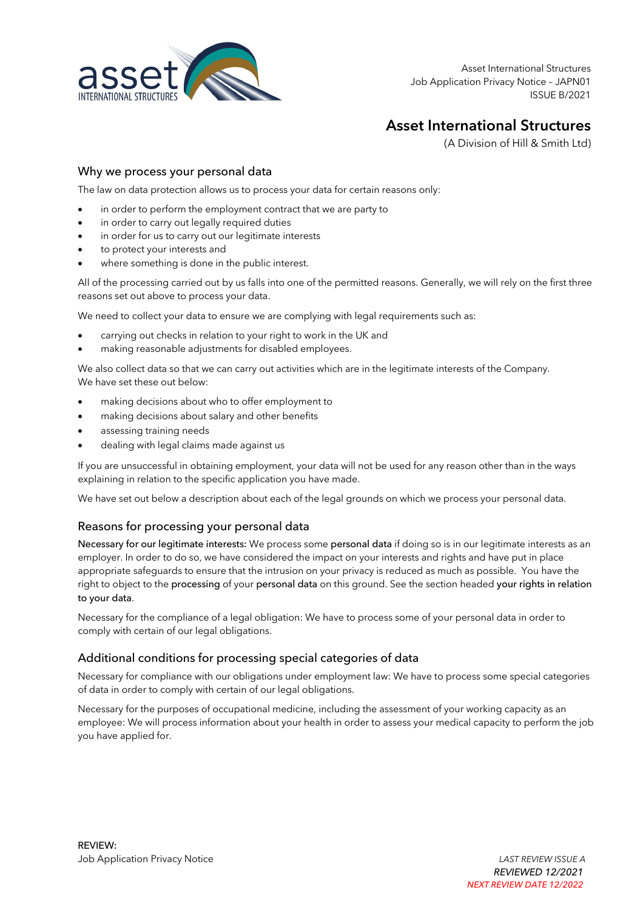# Asset International Structures

(A Division of Hill & Smith Ltd)

## Why we process your personal data

The law on data protection allows us to process your data for certain reasons only:

- in order to perform the employment contract that we are party to
- in order to carry out legally required duties
- in order for us to carry out our legitimate interests
- to protect your interests and
- where something is done in the public interest.

All of the processing carried out by us falls into one of the permitted reasons. Generally, we will rely on the first three reasons set out above to process your data.

We need to collect your data to ensure we are complying with legal requirements such as:

- carrying out checks in relation to your right to work in the UK and
- making reasonable adjustments for disabled employees.

We also collect data so that we can carry out activities which are in the legitimate interests of the Company. We have set these out below:

- making decisions about who to offer employment to
- making decisions about salary and other benefits
- assessing training needs
- dealing with legal claims made against us

If you are unsuccessful in obtaining employment, your data will not be used for any reason other than in the ways explaining in relation to the specific application you have made.

We have set out below a description about each of the legal grounds on which we process your personal data.

## Reasons for processing your personal data

Necessary for our legitimate interests: We process some personal data if doing so is in our legitimate interests as an employer. In order to do so, we have considered the impact on your interests and rights and have put in place appropriate safeguards to ensure that the intrusion on your privacy is reduced as much as possible. You have the right to object to the processing of your personal data on this ground. See the section headed your rights in relation to your data.

Necessary for the compliance of a legal obligation: We have to process some of your personal data in order to comply with certain of our legal obligations.

## Additional conditions for processing special categories of data

Necessary for compliance with our obligations under employment law: We have to process some special categories of data in order to comply with certain of our legal obligations.

Necessary for the purposes of occupational medicine, including the assessment of your working capacity as an employee: We will process information about your health in order to assess your medical capacity to perform the job you have applied for.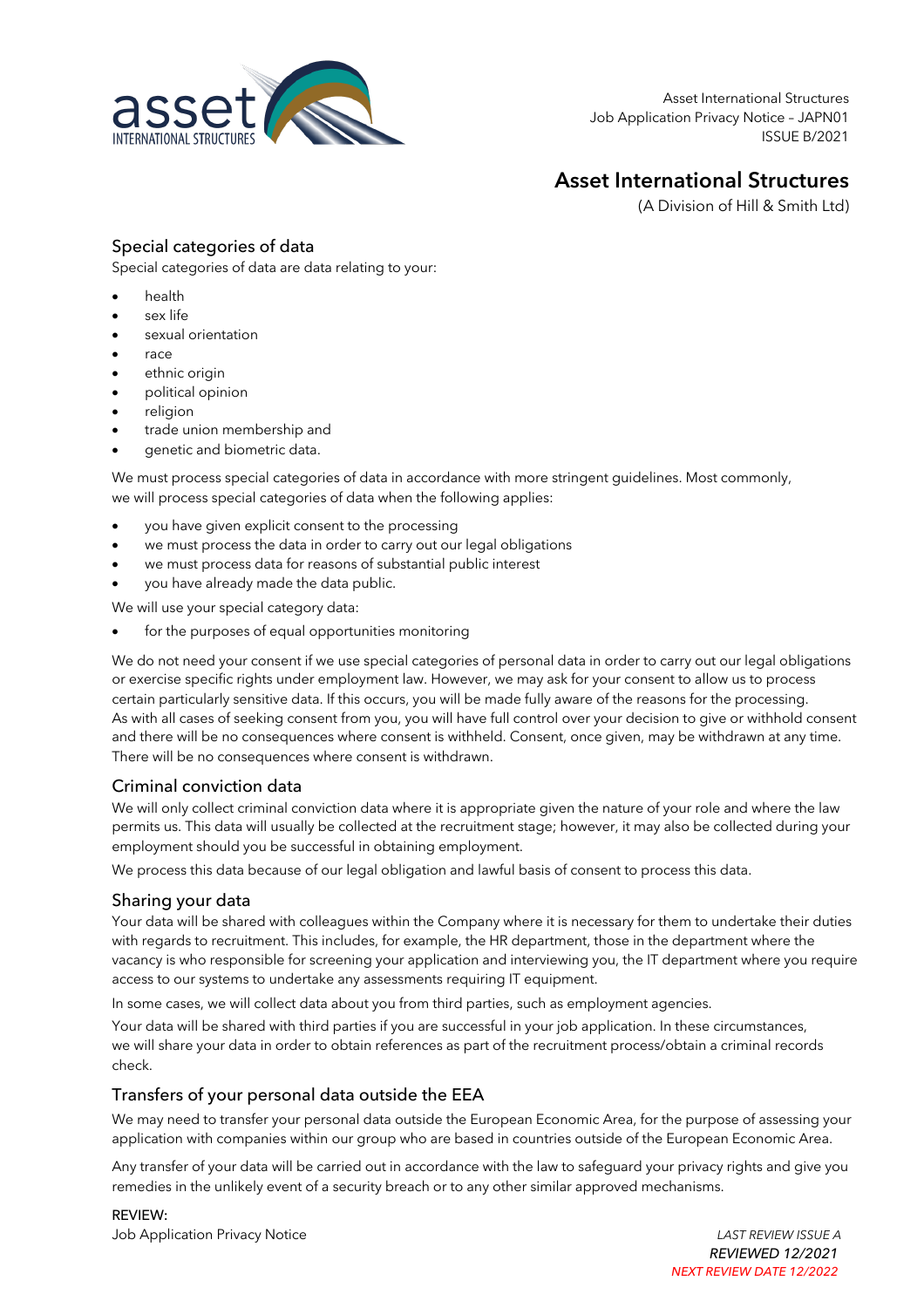## Special categories of data

Special categories of data are data relating to your:

- health
- sex life
- sexual orientation
- race
- ethnic origin
- political opinion
- religion
- trade union membership and
- genetic and biometric data.

We must process special categories of data in accordance with more stringent guidelines. Most commonly, we will process special categories of data when the following applies:

- you have given explicit consent to the processing
- we must process the data in order to carry out our legal obligations
- we must process data for reasons of substantial public interest
- you have already made the data public.

We will use your special category data:

- for the purposes of equal opportunities monitoring

We do not need your consent if we use special categories of personal data in order to carry out our legal obligations or exercise specific rights under employment law. However, we may ask for your consent to allow us to process certain particularly sensitive data. If this occurs, you will be made fully aware of the reasons for the processing. As with all cases of seeking consent from you, you will have full control over your decision to give or withhold consent and there will be no consequences where consent is withheld. Consent, once given, may be withdrawn at any time. There will be no consequences where consent is withdrawn.

## Criminal conviction data

We will only collect criminal conviction data where it is appropriate given the nature of your role and where the law permits us. This data will usually be collected at the recruitment stage; however, it may also be collected during your employment should you be successful in obtaining employment.

We process this data because of our legal obligation and lawful basis of consent to process this data.

## Sharing your data

Your data will be shared with colleagues within the Company where it is necessary for them to undertake their duties with regards to recruitment. This includes, for example, the HR department, those in the department where the vacancy is who responsible for screening your application and interviewing you, the IT department where you require access to our systems to undertake any assessments requiring IT equipment.

In some cases, we will collect data about you from third parties, such as employment agencies.

Your data will be shared with third parties if you are successful in your job application. In these circumstances, we will share your data in order to obtain references as part of the recruitment process/obtain a criminal records check.

## Transfers of your personal data outside the EEA

We may need to transfer your personal data outside the European Economic Area, for the purpose of assessing your application with companies within our group who are based in countries outside of the European Economic Area.

Any transfer of your data will be carried out in accordance with the law to safeguard your privacy rights and give you remedies in the unlikely event of a security breach or to any other similar approved mechanisms.

**REVIEW:**

Job Application Privacy Notice

*LAST REVIEW ISSUE A*
*REVIEWED 12/2021*
*NEXT REVIEW DATE 12/2022*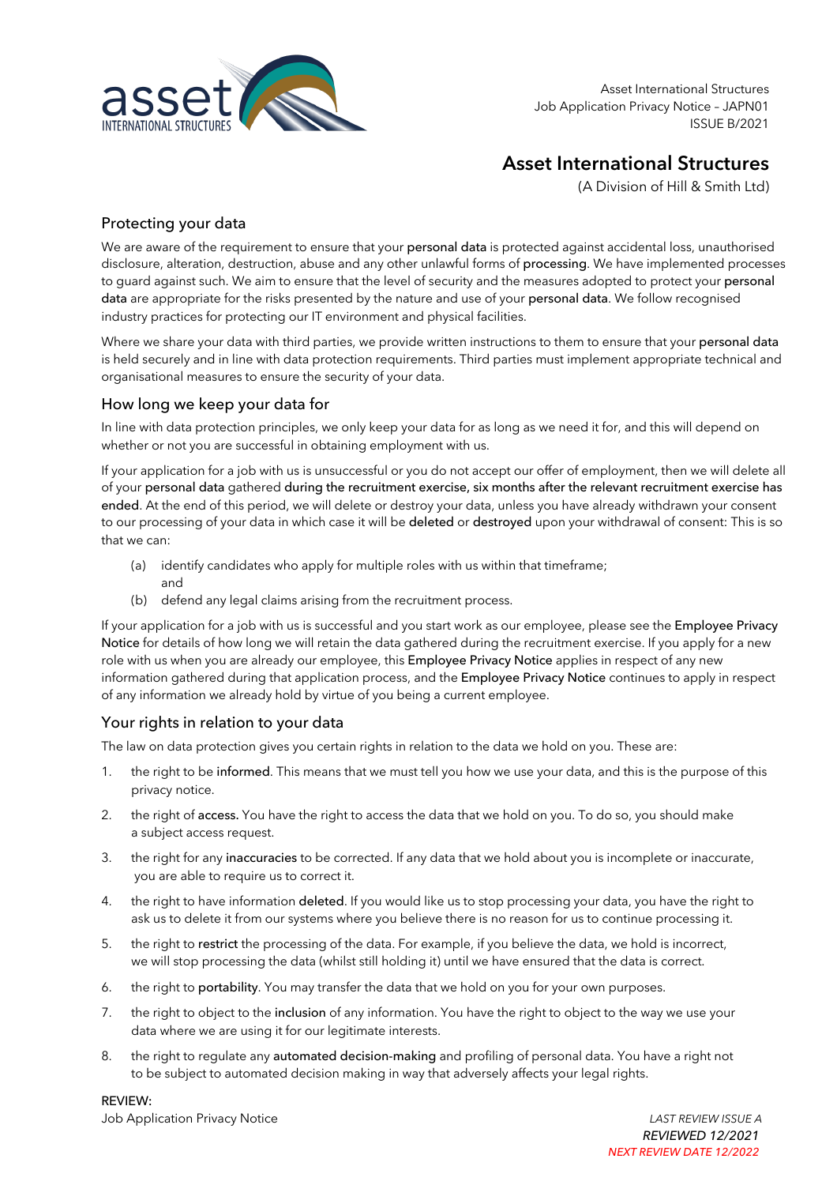# Asset International Structures

(A Division of Hill & Smith Ltd)

## Protecting your data

We are aware of the requirement to ensure that your **personal data** is protected against accidental loss, unauthorised disclosure, alteration, destruction, abuse and any other unlawful forms of **processing**. We have implemented processes to guard against such. We aim to ensure that the level of security and the measures adopted to protect your **personal data** are appropriate for the risks presented by the nature and use of your **personal data**. We follow recognised industry practices for protecting our IT environment and physical facilities.

Where we share your data with third parties, we provide written instructions to them to ensure that your **personal data** is held securely and in line with data protection requirements. Third parties must implement appropriate technical and organisational measures to ensure the security of your data.

## How long we keep your data for

In line with data protection principles, we only keep your data for as long as we need it for, and this will depend on whether or not you are successful in obtaining employment with us.

If your application for a job with us is unsuccessful or you do not accept our offer of employment, then we will delete all of your **personal data** gathered **during the recruitment exercise, six months after the relevant recruitment exercise has ended**. At the end of this period, we will delete or destroy your data, unless you have already withdrawn your consent to our processing of your data in which case it will be **deleted** or **destroyed** upon your withdrawal of consent: This is so that we can:

(a) identify candidates who apply for multiple roles with us within that timeframe; and
(b) defend any legal claims arising from the recruitment process.

If your application for a job with us is successful and you start work as our employee, please see the **Employee Privacy Notice** for details of how long we will retain the data gathered during the recruitment exercise. If you apply for a new role with us when you are already our employee, this **Employee Privacy Notice** applies in respect of any new information gathered during that application process, and the **Employee Privacy Notice** continues to apply in respect of any information we already hold by virtue of you being a current employee.

## Your rights in relation to your data

The law on data protection gives you certain rights in relation to the data we hold on you. These are:

1. the right to be **informed**. This means that we must tell you how we use your data, and this is the purpose of this privacy notice.
2. the right of **access.** You have the right to access the data that we hold on you. To do so, you should make a subject access request.
3. the right for any **inaccuracies** to be corrected. If any data that we hold about you is incomplete or inaccurate, you are able to require us to correct it.
4. the right to have information **deleted**. If you would like us to stop processing your data, you have the right to ask us to delete it from our systems where you believe there is no reason for us to continue processing it.
5. the right to **restrict** the processing of the data. For example, if you believe the data, we hold is incorrect, we will stop processing the data (whilst still holding it) until we have ensured that the data is correct.
6. the right to **portability**. You may transfer the data that we hold on you for your own purposes.
7. the right to object to the **inclusion** of any information. You have the right to object to the way we use your data where we are using it for our legitimate interests.
8. the right to regulate any **automated decision-making** and profiling of personal data. You have a right not to be subject to automated decision making in way that adversely affects your legal rights.

**REVIEW:**
Job Application Privacy Notice

*LAST REVIEW ISSUE A*
*REVIEWED 12/2021*
*NEXT REVIEW DATE 12/2022*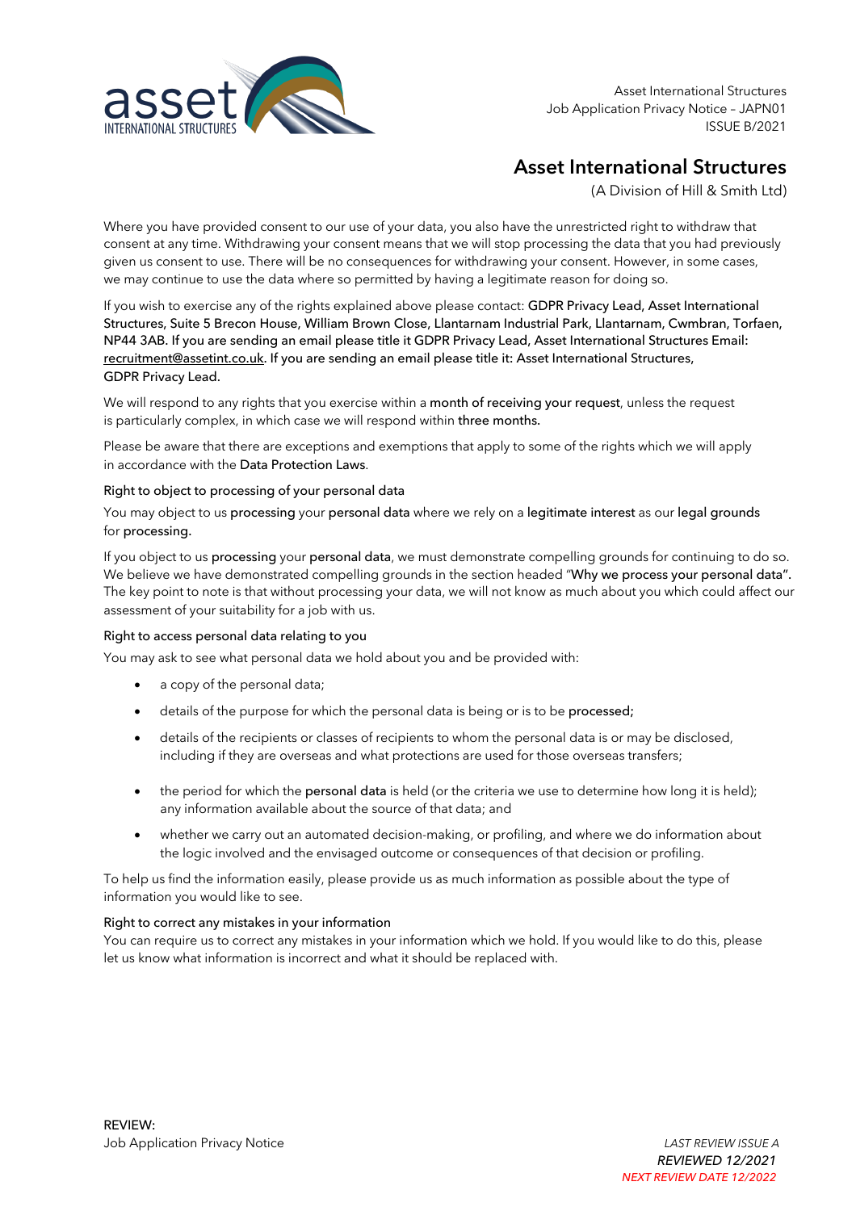Where you have provided consent to our use of your data, you also have the unrestricted right to withdraw that consent at any time. Withdrawing your consent means that we will stop processing the data that you had previously given us consent to use. There will be no consequences for withdrawing your consent. However, in some cases, we may continue to use the data where so permitted by having a legitimate reason for doing so.

If you wish to exercise any of the rights explained above please contact: GDPR Privacy Lead, Asset International Structures, Suite 5 Brecon House, William Brown Close, Llantarnam Industrial Park, Llantarnam, Cwmbran, Torfaen, NP44 3AB. If you are sending an email please title it GDPR Privacy Lead, Asset International Structures Email: recruitment@assetint.co.uk. If you are sending an email please title it: Asset International Structures, GDPR Privacy Lead.

We will respond to any rights that you exercise within a month of receiving your request, unless the request is particularly complex, in which case we will respond within three months.

Please be aware that there are exceptions and exemptions that apply to some of the rights which we will apply in accordance with the Data Protection Laws.

### Right to object to processing of your personal data

You may object to us processing your personal data where we rely on a legitimate interest as our legal grounds for processing.

If you object to us processing your personal data, we must demonstrate compelling grounds for continuing to do so. We believe we have demonstrated compelling grounds in the section headed "Why we process your personal data". The key point to note is that without processing your data, we will not know as much about you which could affect our assessment of your suitability for a job with us.

### Right to access personal data relating to you

You may ask to see what personal data we hold about you and be provided with:

- a copy of the personal data;
- details of the purpose for which the personal data is being or is to be processed;
- details of the recipients or classes of recipients to whom the personal data is or may be disclosed, including if they are overseas and what protections are used for those overseas transfers;
- the period for which the personal data is held (or the criteria we use to determine how long it is held); any information available about the source of that data; and
- whether we carry out an automated decision-making, or profiling, and where we do information about the logic involved and the envisaged outcome or consequences of that decision or profiling.

To help us find the information easily, please provide us as much information as possible about the type of information you would like to see.

### Right to correct any mistakes in your information

You can require us to correct any mistakes in your information which we hold. If you would like to do this, please let us know what information is incorrect and what it should be replaced with.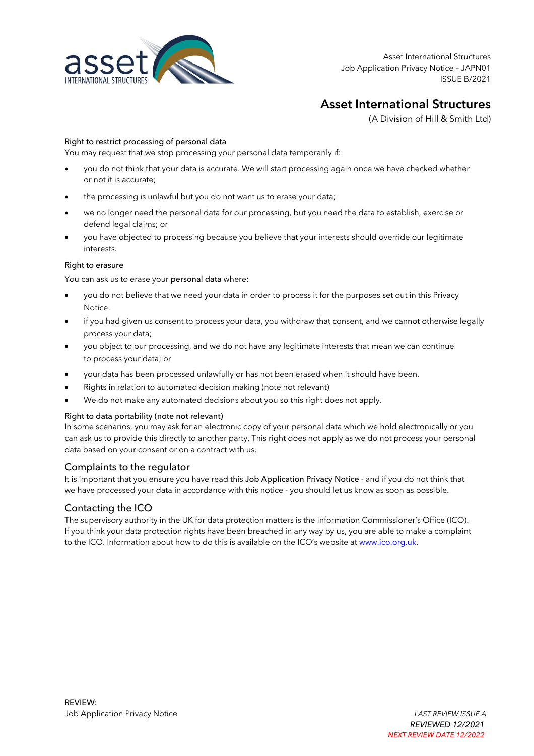Right to restrict processing of personal data

You may request that we stop processing your personal data temporarily if:

- you do not think that your data is accurate. We will start processing again once we have checked whether or not it is accurate;
- the processing is unlawful but you do not want us to erase your data;
- we no longer need the personal data for our processing, but you need the data to establish, exercise or defend legal claims; or
- you have objected to processing because you believe that your interests should override our legitimate interests.

Right to erasure

You can ask us to erase your personal data where:

- you do not believe that we need your data in order to process it for the purposes set out in this Privacy Notice.
- if you had given us consent to process your data, you withdraw that consent, and we cannot otherwise legally process your data;
- you object to our processing, and we do not have any legitimate interests that mean we can continue to process your data; or
- your data has been processed unlawfully or has not been erased when it should have been.
- Rights in relation to automated decision making (note not relevant)
- We do not make any automated decisions about you so this right does not apply.

Right to data portability (note not relevant)

In some scenarios, you may ask for an electronic copy of your personal data which we hold electronically or you can ask us to provide this directly to another party. This right does not apply as we do not process your personal data based on your consent or on a contract with us.

## Complaints to the regulator

It is important that you ensure you have read this Job Application Privacy Notice - and if you do not think that we have processed your data in accordance with this notice - you should let us know as soon as possible.

## Contacting the ICO

The supervisory authority in the UK for data protection matters is the Information Commissioner's Office (ICO). If you think your data protection rights have been breached in any way by us, you are able to make a complaint to the ICO. Information about how to do this is available on the ICO's website at [www.ico.org.uk](http://www.ico.org.uk).

REVIEW:
Job Application Privacy Notice

*LAST REVIEW ISSUE A*
*REVIEWED 12/2021*
*NEXT REVIEW DATE 12/2022*